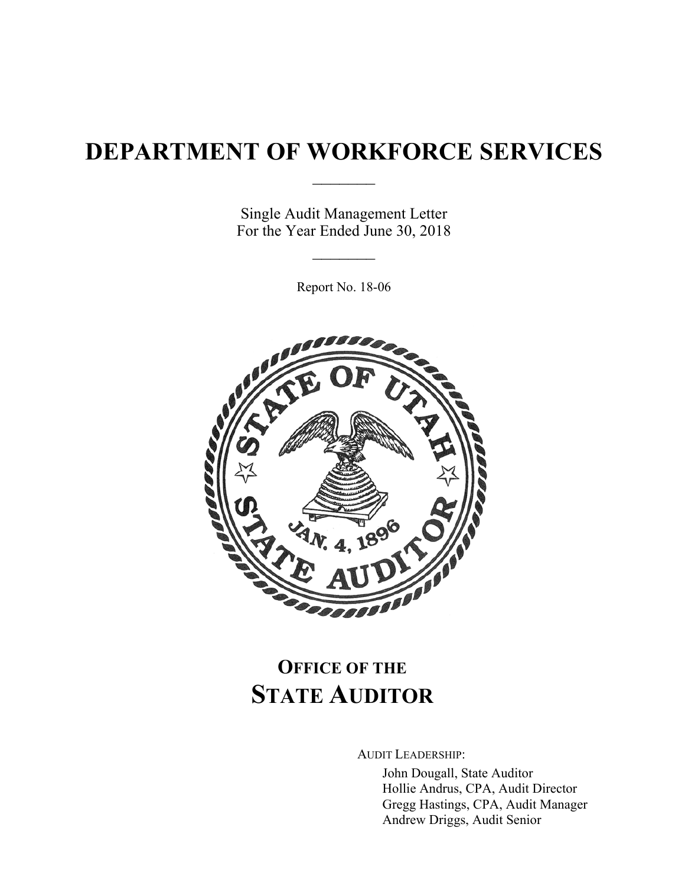# DEPARTMENT OF WORKFORCE SERVICES

Single Audit Management Letter
For the Year Ended June 30, 2018

Report No. 18-06

## OFFICE OF THE STATE AUDITOR

AUDIT LEADERSHIP:

John Dougall, State Auditor
Hollie Andrus, CPA, Audit Director
Gregg Hastings, CPA, Audit Manager
Andrew Driggs, Audit Senior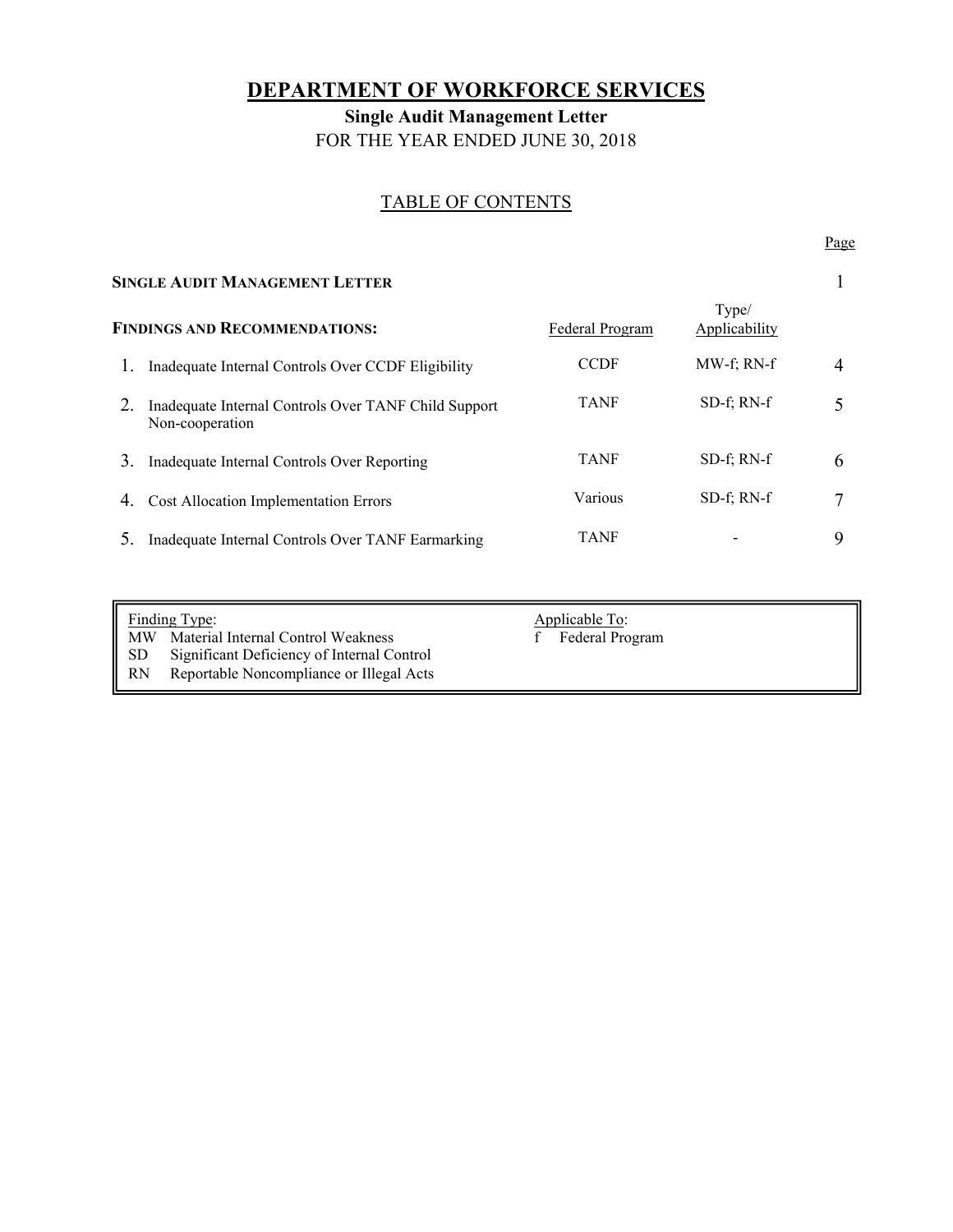# DEPARTMENT OF WORKFORCE SERVICES

**Single Audit Management Letter**

FOR THE YEAR ENDED JUNE 30, 2018

## TABLE OF CONTENTS

| | Federal Program | Type/ Applicability | Page |
|---|---|---|---|
| **SINGLE AUDIT MANAGEMENT LETTER** | | | 1 |
| **FINDINGS AND RECOMMENDATIONS:** | | | |
| 1. Inadequate Internal Controls Over CCDF Eligibility | CCDF | MW-f; RN-f | 4 |
| 2. Inadequate Internal Controls Over TANF Child Support Non-cooperation | TANF | SD-f; RN-f | 5 |
| 3. Inadequate Internal Controls Over Reporting | TANF | SD-f; RN-f | 6 |
| 4. Cost Allocation Implementation Errors | Various | SD-f; RN-f | 7 |
| 5. Inadequate Internal Controls Over TANF Earmarking | TANF | - | 9 |

| Finding Type: | Applicable To: |
|---|---|
| MW Material Internal Control Weakness | f Federal Program |
| SD Significant Deficiency of Internal Control | |
| RN Reportable Noncompliance or Illegal Acts | |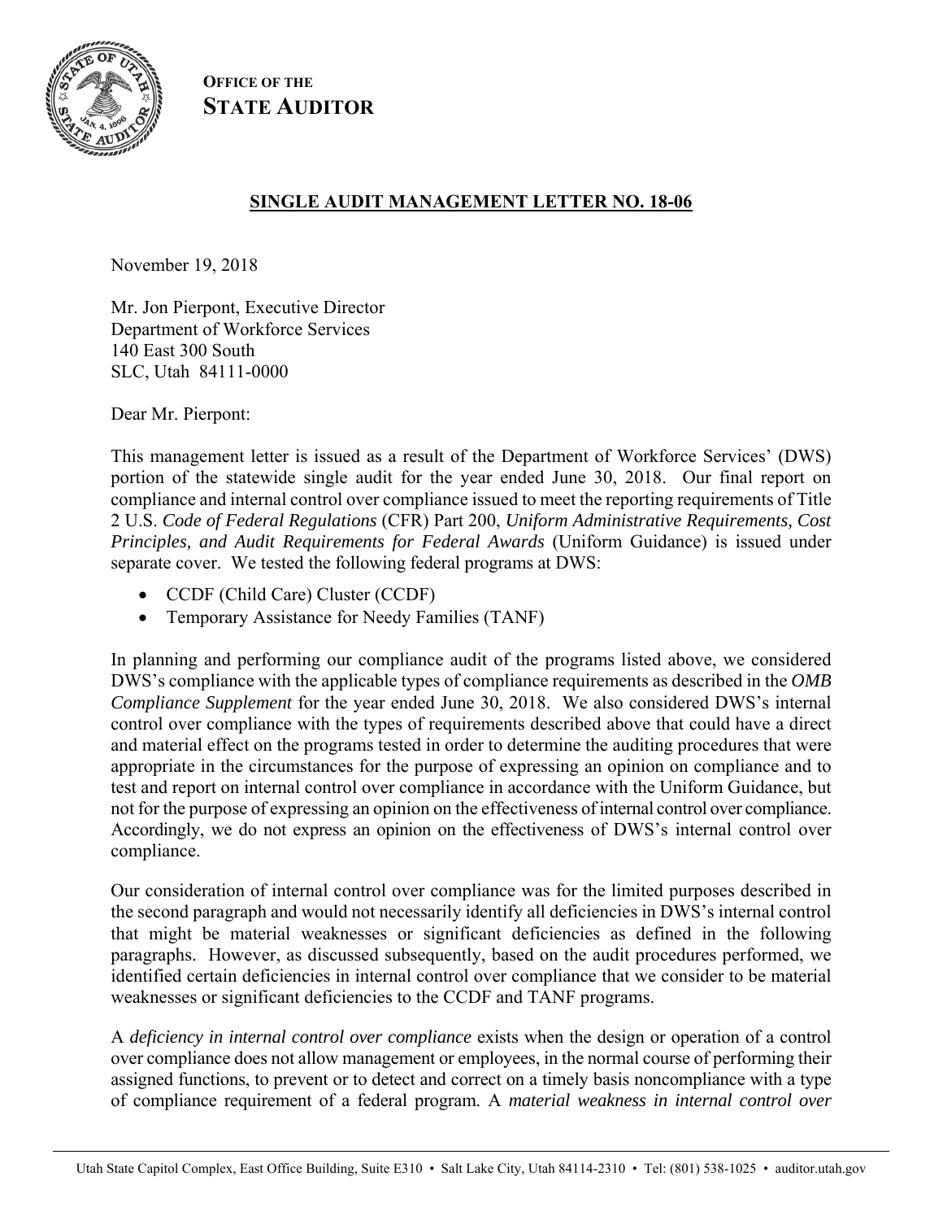**OFFICE OF THE STATE AUDITOR**

**SINGLE AUDIT MANAGEMENT LETTER NO. 18-06**

November 19, 2018

Mr. Jon Pierpont, Executive Director
Department of Workforce Services
140 East 300 South
SLC, Utah 84111-0000

Dear Mr. Pierpont:

This management letter is issued as a result of the Department of Workforce Services' (DWS) portion of the statewide single audit for the year ended June 30, 2018. Our final report on compliance and internal control over compliance issued to meet the reporting requirements of Title 2 U.S. *Code of Federal Regulations* (CFR) Part 200, *Uniform Administrative Requirements, Cost Principles, and Audit Requirements for Federal Awards* (Uniform Guidance) is issued under separate cover. We tested the following federal programs at DWS:

- CCDF (Child Care) Cluster (CCDF)
- Temporary Assistance for Needy Families (TANF)

In planning and performing our compliance audit of the programs listed above, we considered DWS's compliance with the applicable types of compliance requirements as described in the *OMB Compliance Supplement* for the year ended June 30, 2018. We also considered DWS's internal control over compliance with the types of requirements described above that could have a direct and material effect on the programs tested in order to determine the auditing procedures that were appropriate in the circumstances for the purpose of expressing an opinion on compliance and to test and report on internal control over compliance in accordance with the Uniform Guidance, but not for the purpose of expressing an opinion on the effectiveness of internal control over compliance. Accordingly, we do not express an opinion on the effectiveness of DWS's internal control over compliance.

Our consideration of internal control over compliance was for the limited purposes described in the second paragraph and would not necessarily identify all deficiencies in DWS's internal control that might be material weaknesses or significant deficiencies as defined in the following paragraphs. However, as discussed subsequently, based on the audit procedures performed, we identified certain deficiencies in internal control over compliance that we consider to be material weaknesses or significant deficiencies to the CCDF and TANF programs.

A *deficiency in internal control over compliance* exists when the design or operation of a control over compliance does not allow management or employees, in the normal course of performing their assigned functions, to prevent or to detect and correct on a timely basis noncompliance with a type of compliance requirement of a federal program. A *material weakness in internal control over*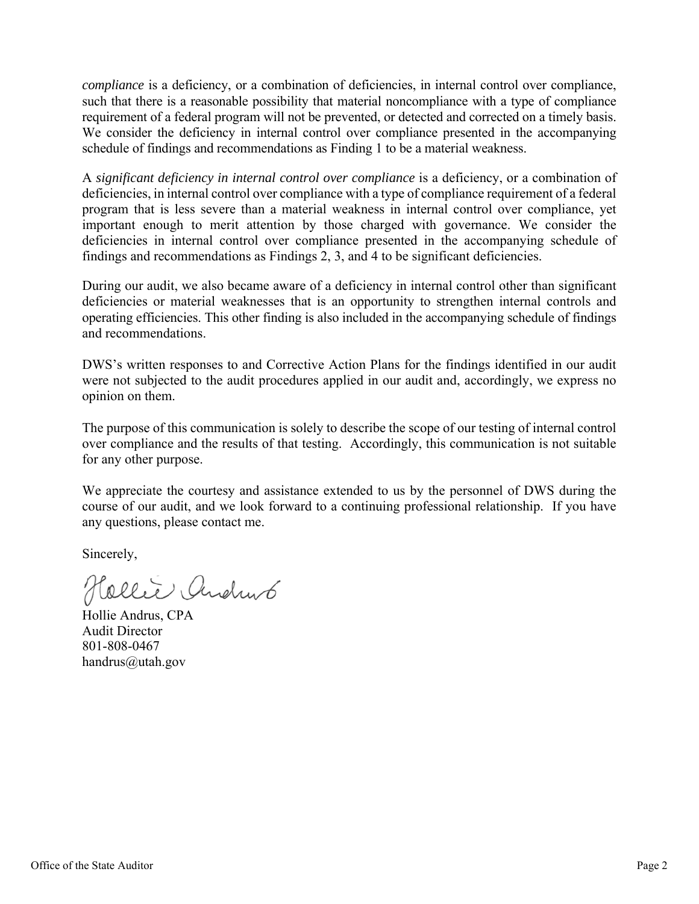*compliance* is a deficiency, or a combination of deficiencies, in internal control over compliance, such that there is a reasonable possibility that material noncompliance with a type of compliance requirement of a federal program will not be prevented, or detected and corrected on a timely basis. We consider the deficiency in internal control over compliance presented in the accompanying schedule of findings and recommendations as Finding 1 to be a material weakness.

A *significant deficiency in internal control over compliance* is a deficiency, or a combination of deficiencies, in internal control over compliance with a type of compliance requirement of a federal program that is less severe than a material weakness in internal control over compliance, yet important enough to merit attention by those charged with governance. We consider the deficiencies in internal control over compliance presented in the accompanying schedule of findings and recommendations as Findings 2, 3, and 4 to be significant deficiencies.

During our audit, we also became aware of a deficiency in internal control other than significant deficiencies or material weaknesses that is an opportunity to strengthen internal controls and operating efficiencies. This other finding is also included in the accompanying schedule of findings and recommendations.

DWS's written responses to and Corrective Action Plans for the findings identified in our audit were not subjected to the audit procedures applied in our audit and, accordingly, we express no opinion on them.

The purpose of this communication is solely to describe the scope of our testing of internal control over compliance and the results of that testing. Accordingly, this communication is not suitable for any other purpose.

We appreciate the courtesy and assistance extended to us by the personnel of DWS during the course of our audit, and we look forward to a continuing professional relationship. If you have any questions, please contact me.

Sincerely,

Hollie Andrus

Hollie Andrus, CPA
Audit Director
801-808-0467
handrus@utah.gov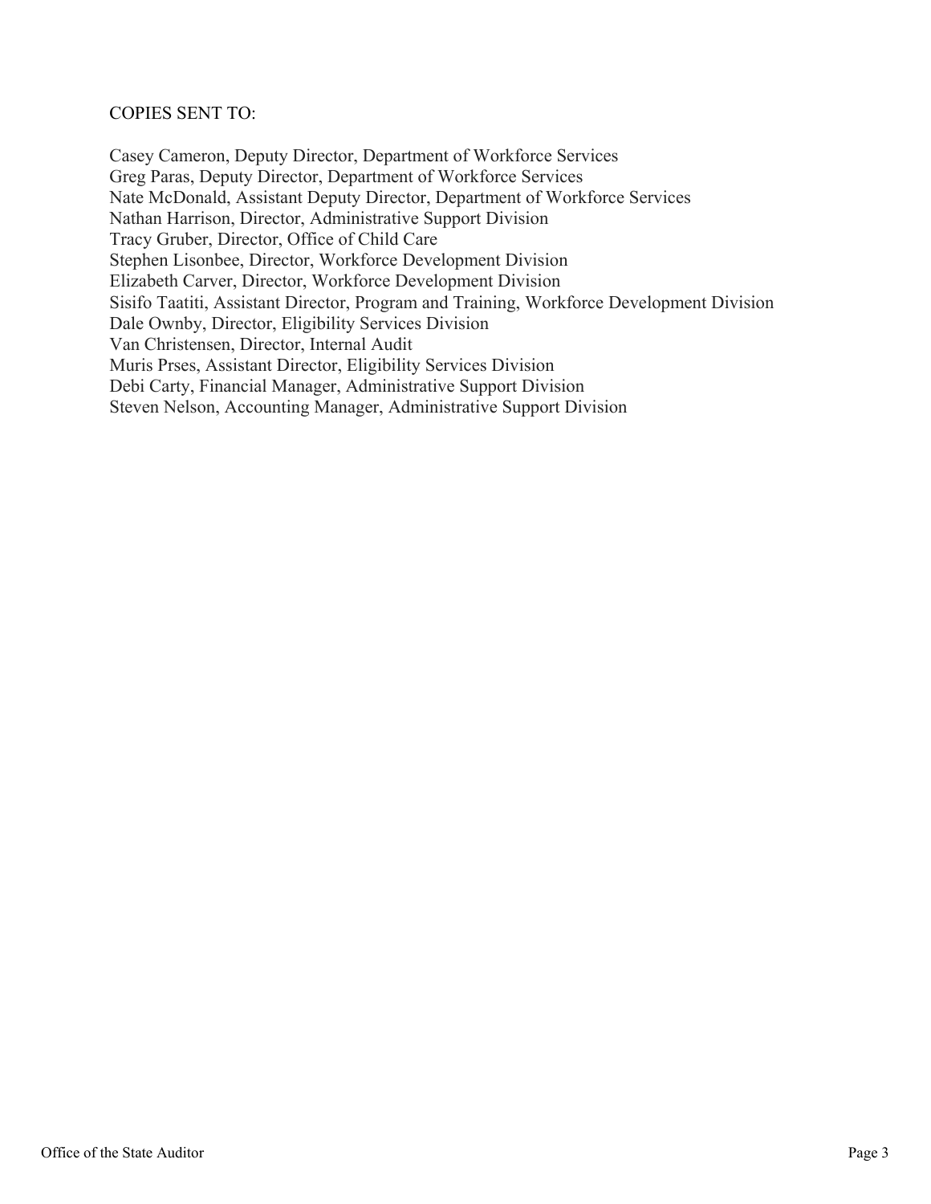COPIES SENT TO:

Casey Cameron, Deputy Director, Department of Workforce Services
Greg Paras, Deputy Director, Department of Workforce Services
Nate McDonald, Assistant Deputy Director, Department of Workforce Services
Nathan Harrison, Director, Administrative Support Division
Tracy Gruber, Director, Office of Child Care
Stephen Lisonbee, Director, Workforce Development Division
Elizabeth Carver, Director, Workforce Development Division
Sisifo Taatiti, Assistant Director, Program and Training, Workforce Development Division
Dale Ownby, Director, Eligibility Services Division
Van Christensen, Director, Internal Audit
Muris Prses, Assistant Director, Eligibility Services Division
Debi Carty, Financial Manager, Administrative Support Division
Steven Nelson, Accounting Manager, Administrative Support Division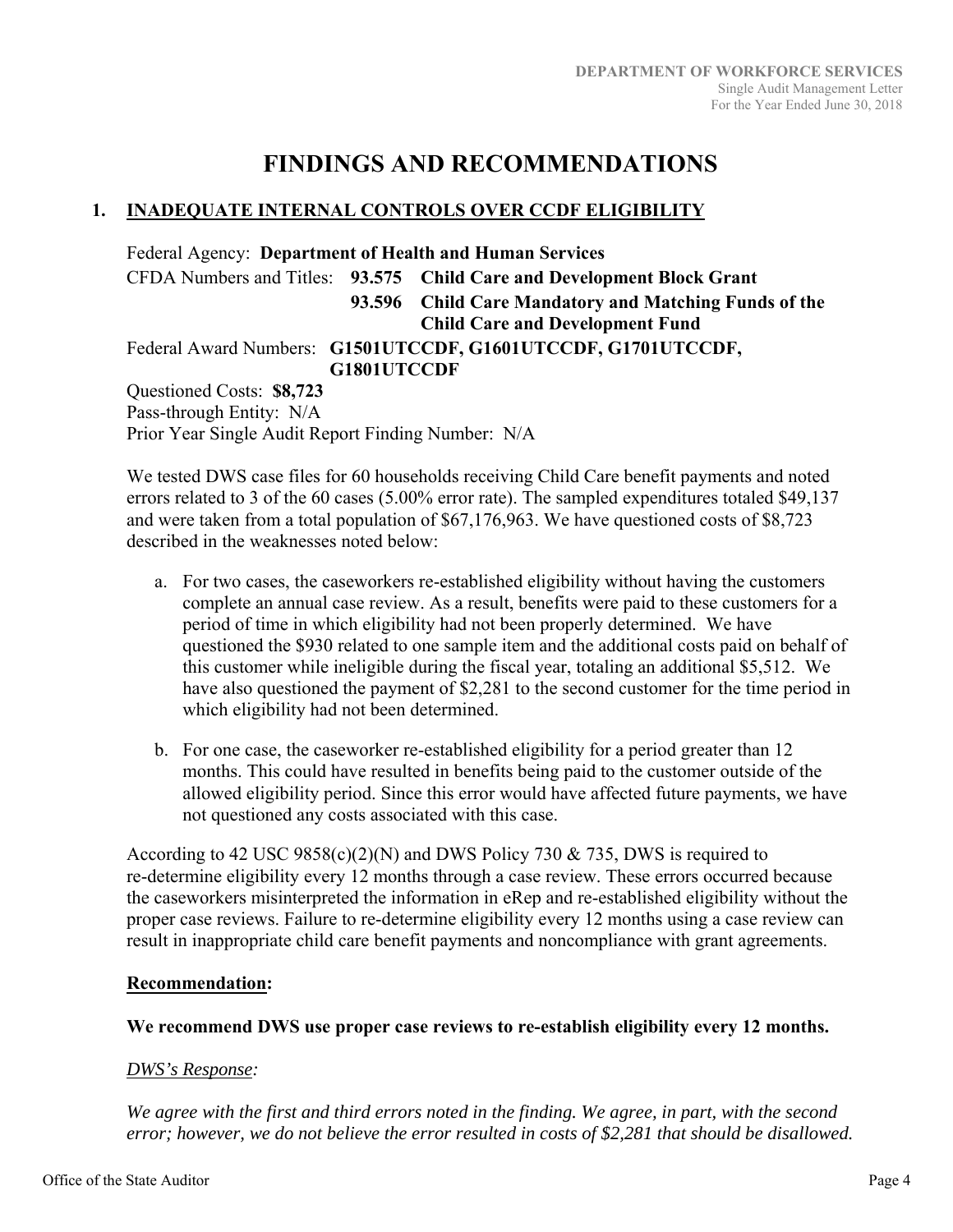# FINDINGS AND RECOMMENDATIONS

## 1. INADEQUATE INTERNAL CONTROLS OVER CCDF ELIGIBILITY

Federal Agency: **Department of Health and Human Services**
CFDA Numbers and Titles: **93.575 Child Care and Development Block Grant**
**93.596 Child Care Mandatory and Matching Funds of the Child Care and Development Fund**
Federal Award Numbers: **G1501UTCCDF, G1601UTCCDF, G1701UTCCDF, G1801UTCCDF**
Questioned Costs: **$8,723**
Pass-through Entity: N/A
Prior Year Single Audit Report Finding Number: N/A

We tested DWS case files for 60 households receiving Child Care benefit payments and noted errors related to 3 of the 60 cases (5.00% error rate). The sampled expenditures totaled $49,137 and were taken from a total population of $67,176,963. We have questioned costs of $8,723 described in the weaknesses noted below:

a. For two cases, the caseworkers re-established eligibility without having the customers complete an annual case review. As a result, benefits were paid to these customers for a period of time in which eligibility had not been properly determined. We have questioned the $930 related to one sample item and the additional costs paid on behalf of this customer while ineligible during the fiscal year, totaling an additional $5,512. We have also questioned the payment of $2,281 to the second customer for the time period in which eligibility had not been determined.

b. For one case, the caseworker re-established eligibility for a period greater than 12 months. This could have resulted in benefits being paid to the customer outside of the allowed eligibility period. Since this error would have affected future payments, we have not questioned any costs associated with this case.

According to 42 USC 9858(c)(2)(N) and DWS Policy 730 & 735, DWS is required to re-determine eligibility every 12 months through a case review. These errors occurred because the caseworkers misinterpreted the information in eRep and re-established eligibility without the proper case reviews. Failure to re-determine eligibility every 12 months using a case review can result in inappropriate child care benefit payments and noncompliance with grant agreements.

**Recommendation:**

**We recommend DWS use proper case reviews to re-establish eligibility every 12 months.**

*DWS's Response:*

*We agree with the first and third errors noted in the finding. We agree, in part, with the second error; however, we do not believe the error resulted in costs of $2,281 that should be disallowed.*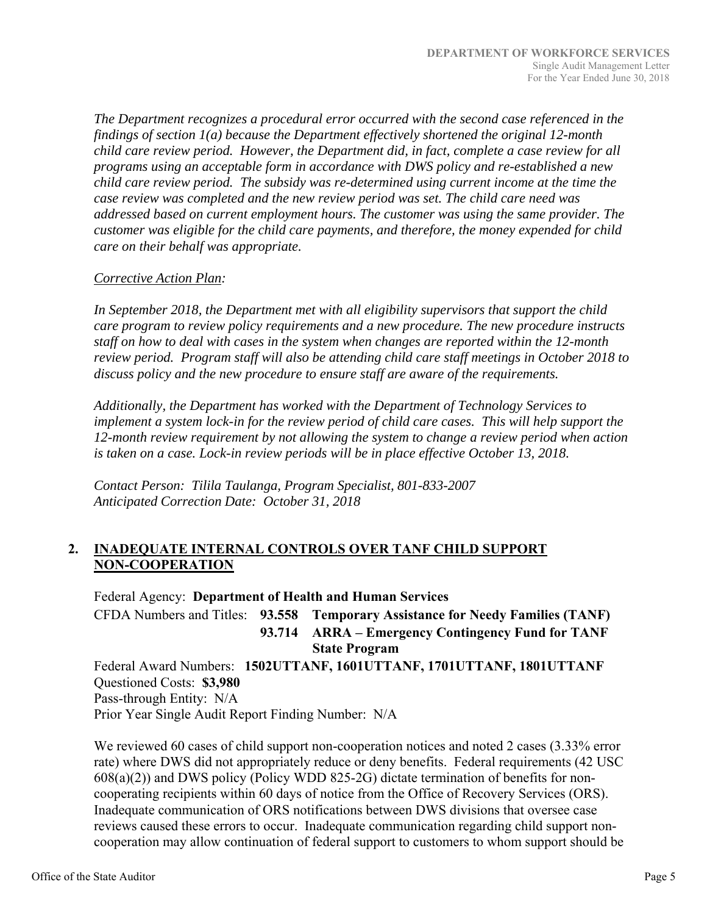*The Department recognizes a procedural error occurred with the second case referenced in the findings of section 1(a) because the Department effectively shortened the original 12-month child care review period. However, the Department did, in fact, complete a case review for all programs using an acceptable form in accordance with DWS policy and re-established a new child care review period. The subsidy was re-determined using current income at the time the case review was completed and the new review period was set. The child care need was addressed based on current employment hours. The customer was using the same provider. The customer was eligible for the child care payments, and therefore, the money expended for child care on their behalf was appropriate.*

*Corrective Action Plan:*

*In September 2018, the Department met with all eligibility supervisors that support the child care program to review policy requirements and a new procedure. The new procedure instructs staff on how to deal with cases in the system when changes are reported within the 12-month review period. Program staff will also be attending child care staff meetings in October 2018 to discuss policy and the new procedure to ensure staff are aware of the requirements.*

*Additionally, the Department has worked with the Department of Technology Services to implement a system lock-in for the review period of child care cases. This will help support the 12-month review requirement by not allowing the system to change a review period when action is taken on a case. Lock-in review periods will be in place effective October 13, 2018.*

*Contact Person: Tilila Taulanga, Program Specialist, 801-833-2007*
*Anticipated Correction Date: October 31, 2018*

## 2. INADEQUATE INTERNAL CONTROLS OVER TANF CHILD SUPPORT NON-COOPERATION

Federal Agency: **Department of Health and Human Services**
CFDA Numbers and Titles: **93.558 Temporary Assistance for Needy Families (TANF)**
**93.714 ARRA – Emergency Contingency Fund for TANF State Program**
Federal Award Numbers: **1502UTTANF, 1601UTTANF, 1701UTTANF, 1801UTTANF**
Questioned Costs: **$3,980**
Pass-through Entity: N/A
Prior Year Single Audit Report Finding Number: N/A

We reviewed 60 cases of child support non-cooperation notices and noted 2 cases (3.33% error rate) where DWS did not appropriately reduce or deny benefits. Federal requirements (42 USC 608(a)(2)) and DWS policy (Policy WDD 825-2G) dictate termination of benefits for non-cooperating recipients within 60 days of notice from the Office of Recovery Services (ORS). Inadequate communication of ORS notifications between DWS divisions that oversee case reviews caused these errors to occur. Inadequate communication regarding child support non-cooperation may allow continuation of federal support to customers to whom support should be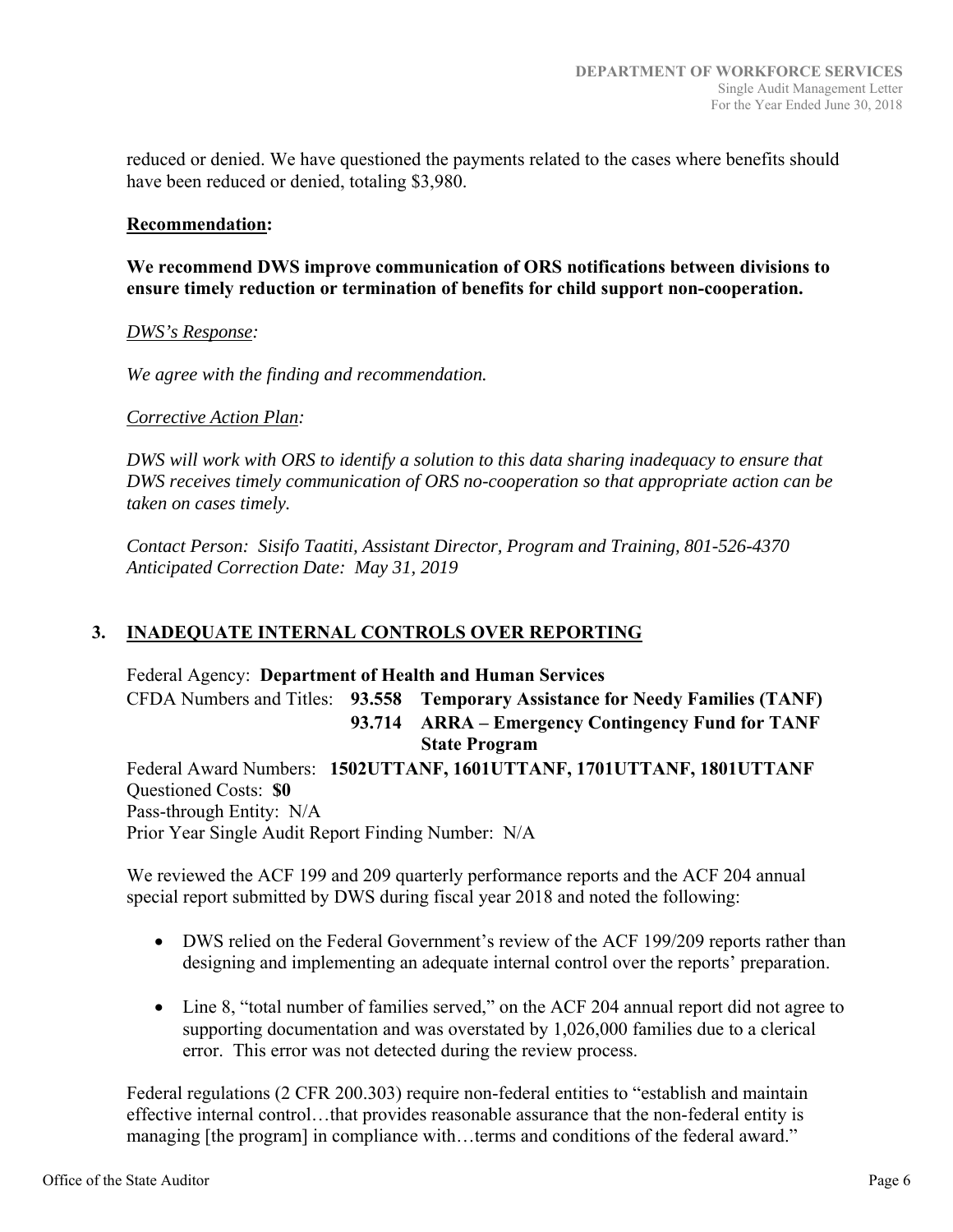reduced or denied. We have questioned the payments related to the cases where benefits should have been reduced or denied, totaling $3,980.

**Recommendation:**

**We recommend DWS improve communication of ORS notifications between divisions to ensure timely reduction or termination of benefits for child support non-cooperation.**

*DWS's Response:*

*We agree with the finding and recommendation.*

*Corrective Action Plan:*

*DWS will work with ORS to identify a solution to this data sharing inadequacy to ensure that DWS receives timely communication of ORS no-cooperation so that appropriate action can be taken on cases timely.*

*Contact Person: Sisifo Taatiti, Assistant Director, Program and Training, 801-526-4370*
*Anticipated Correction Date: May 31, 2019*

## 3. INADEQUATE INTERNAL CONTROLS OVER REPORTING

Federal Agency: **Department of Health and Human Services**
CFDA Numbers and Titles: **93.558 Temporary Assistance for Needy Families (TANF)**
**93.714 ARRA – Emergency Contingency Fund for TANF State Program**
Federal Award Numbers: **1502UTTANF, 1601UTTANF, 1701UTTANF, 1801UTTANF**
Questioned Costs: **$0**
Pass-through Entity: N/A
Prior Year Single Audit Report Finding Number: N/A

We reviewed the ACF 199 and 209 quarterly performance reports and the ACF 204 annual special report submitted by DWS during fiscal year 2018 and noted the following:

- DWS relied on the Federal Government's review of the ACF 199/209 reports rather than designing and implementing an adequate internal control over the reports' preparation.
- Line 8, "total number of families served," on the ACF 204 annual report did not agree to supporting documentation and was overstated by 1,026,000 families due to a clerical error. This error was not detected during the review process.

Federal regulations (2 CFR 200.303) require non-federal entities to "establish and maintain effective internal control…that provides reasonable assurance that the non-federal entity is managing [the program] in compliance with…terms and conditions of the federal award."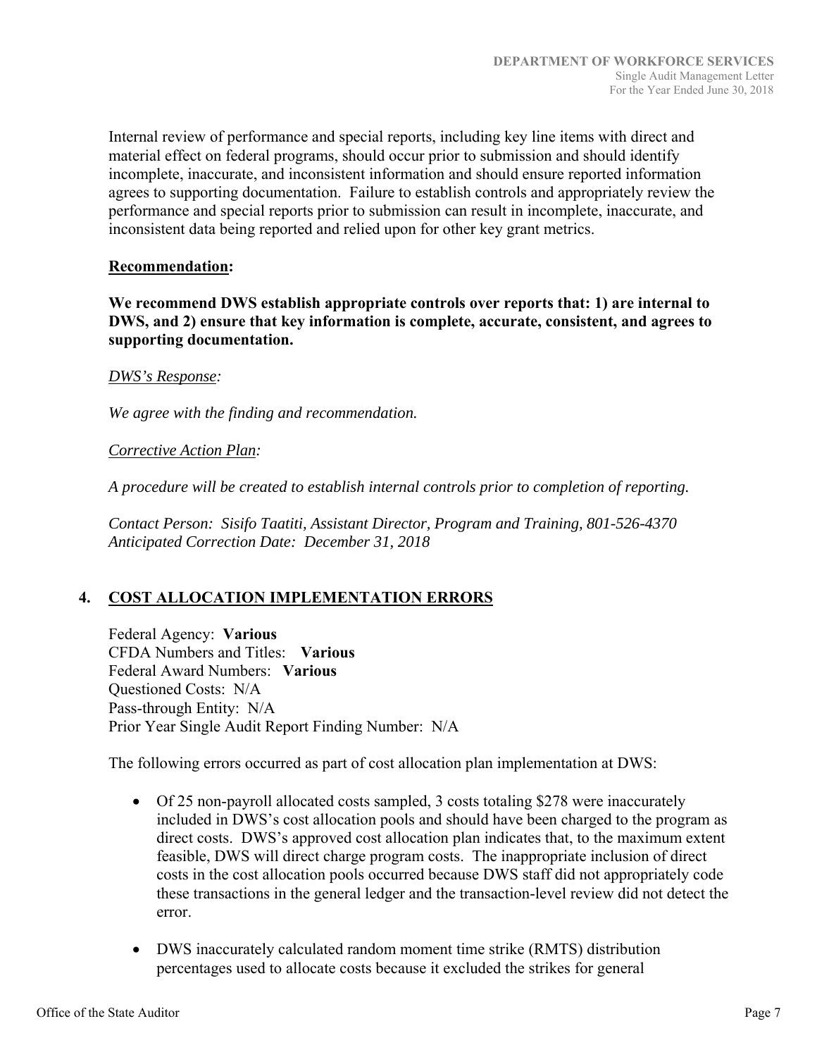Internal review of performance and special reports, including key line items with direct and material effect on federal programs, should occur prior to submission and should identify incomplete, inaccurate, and inconsistent information and should ensure reported information agrees to supporting documentation. Failure to establish controls and appropriately review the performance and special reports prior to submission can result in incomplete, inaccurate, and inconsistent data being reported and relied upon for other key grant metrics.

**Recommendation:**

**We recommend DWS establish appropriate controls over reports that: 1) are internal to DWS, and 2) ensure that key information is complete, accurate, consistent, and agrees to supporting documentation.**

*DWS's Response:*

*We agree with the finding and recommendation.*

*Corrective Action Plan:*

*A procedure will be created to establish internal controls prior to completion of reporting.*

*Contact Person: Sisifo Taatiti, Assistant Director, Program and Training, 801-526-4370*
*Anticipated Correction Date: December 31, 2018*

## 4. COST ALLOCATION IMPLEMENTATION ERRORS

Federal Agency: **Various**
CFDA Numbers and Titles: **Various**
Federal Award Numbers: **Various**
Questioned Costs: N/A
Pass-through Entity: N/A
Prior Year Single Audit Report Finding Number: N/A

The following errors occurred as part of cost allocation plan implementation at DWS:

- Of 25 non-payroll allocated costs sampled, 3 costs totaling $278 were inaccurately included in DWS's cost allocation pools and should have been charged to the program as direct costs. DWS's approved cost allocation plan indicates that, to the maximum extent feasible, DWS will direct charge program costs. The inappropriate inclusion of direct costs in the cost allocation pools occurred because DWS staff did not appropriately code these transactions in the general ledger and the transaction-level review did not detect the error.

- DWS inaccurately calculated random moment time strike (RMTS) distribution percentages used to allocate costs because it excluded the strikes for general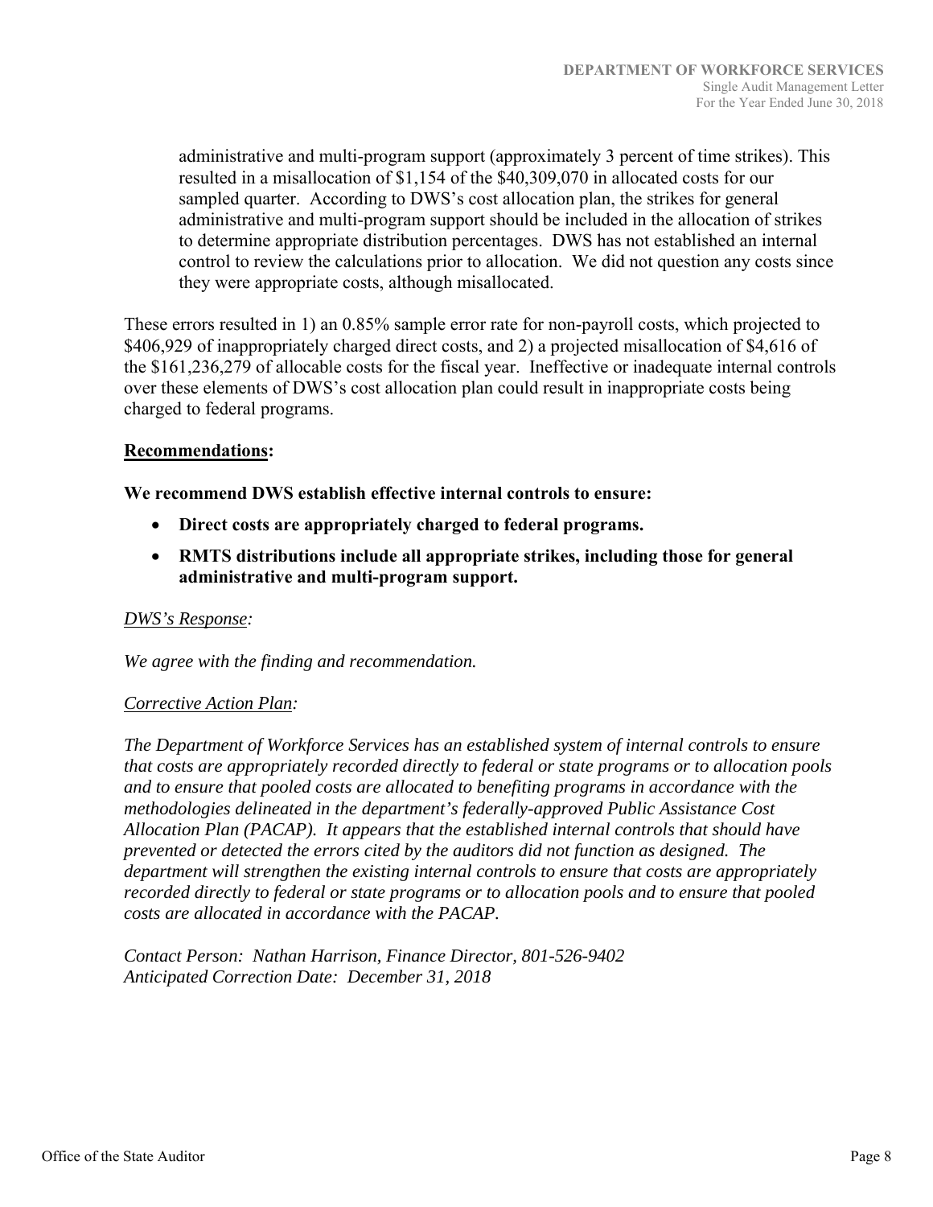administrative and multi-program support (approximately 3 percent of time strikes). This resulted in a misallocation of $1,154 of the $40,309,070 in allocated costs for our sampled quarter. According to DWS's cost allocation plan, the strikes for general administrative and multi-program support should be included in the allocation of strikes to determine appropriate distribution percentages. DWS has not established an internal control to review the calculations prior to allocation. We did not question any costs since they were appropriate costs, although misallocated.

These errors resulted in 1) an 0.85% sample error rate for non-payroll costs, which projected to $406,929 of inappropriately charged direct costs, and 2) a projected misallocation of $4,616 of the $161,236,279 of allocable costs for the fiscal year. Ineffective or inadequate internal controls over these elements of DWS's cost allocation plan could result in inappropriate costs being charged to federal programs.

**Recommendations:**

**We recommend DWS establish effective internal controls to ensure:**

- **Direct costs are appropriately charged to federal programs.**
- **RMTS distributions include all appropriate strikes, including those for general administrative and multi-program support.**

*DWS's Response:*

*We agree with the finding and recommendation.*

*Corrective Action Plan:*

*The Department of Workforce Services has an established system of internal controls to ensure that costs are appropriately recorded directly to federal or state programs or to allocation pools and to ensure that pooled costs are allocated to benefiting programs in accordance with the methodologies delineated in the department's federally-approved Public Assistance Cost Allocation Plan (PACAP). It appears that the established internal controls that should have prevented or detected the errors cited by the auditors did not function as designed. The department will strengthen the existing internal controls to ensure that costs are appropriately recorded directly to federal or state programs or to allocation pools and to ensure that pooled costs are allocated in accordance with the PACAP.*

*Contact Person: Nathan Harrison, Finance Director, 801-526-9402*
*Anticipated Correction Date: December 31, 2018*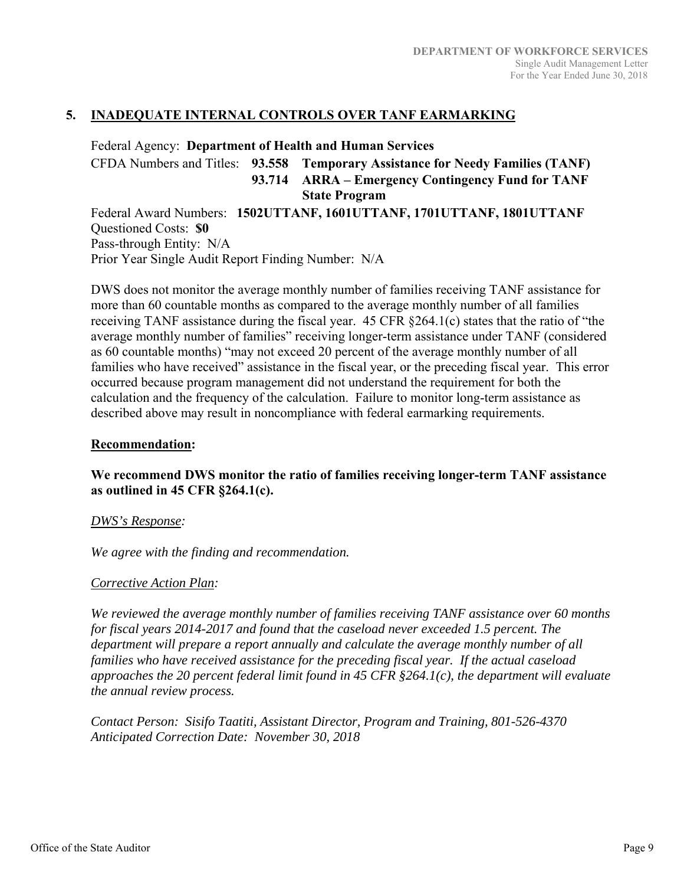## 5. INADEQUATE INTERNAL CONTROLS OVER TANF EARMARKING

Federal Agency: **Department of Health and Human Services**
CFDA Numbers and Titles: **93.558 Temporary Assistance for Needy Families (TANF)**
**93.714 ARRA – Emergency Contingency Fund for TANF State Program**
Federal Award Numbers: **1502UTTANF, 1601UTTANF, 1701UTTANF, 1801UTTANF**
Questioned Costs: **$0**
Pass-through Entity: N/A
Prior Year Single Audit Report Finding Number: N/A

DWS does not monitor the average monthly number of families receiving TANF assistance for more than 60 countable months as compared to the average monthly number of all families receiving TANF assistance during the fiscal year. 45 CFR §264.1(c) states that the ratio of "the average monthly number of families" receiving longer-term assistance under TANF (considered as 60 countable months) "may not exceed 20 percent of the average monthly number of all families who have received" assistance in the fiscal year, or the preceding fiscal year. This error occurred because program management did not understand the requirement for both the calculation and the frequency of the calculation. Failure to monitor long-term assistance as described above may result in noncompliance with federal earmarking requirements.

**Recommendation:**

**We recommend DWS monitor the ratio of families receiving longer-term TANF assistance as outlined in 45 CFR §264.1(c).**

*DWS's Response:*

*We agree with the finding and recommendation.*

*Corrective Action Plan:*

*We reviewed the average monthly number of families receiving TANF assistance over 60 months for fiscal years 2014-2017 and found that the caseload never exceeded 1.5 percent. The department will prepare a report annually and calculate the average monthly number of all families who have received assistance for the preceding fiscal year. If the actual caseload approaches the 20 percent federal limit found in 45 CFR §264.1(c), the department will evaluate the annual review process.*

*Contact Person: Sisifo Taatiti, Assistant Director, Program and Training, 801-526-4370*
*Anticipated Correction Date: November 30, 2018*